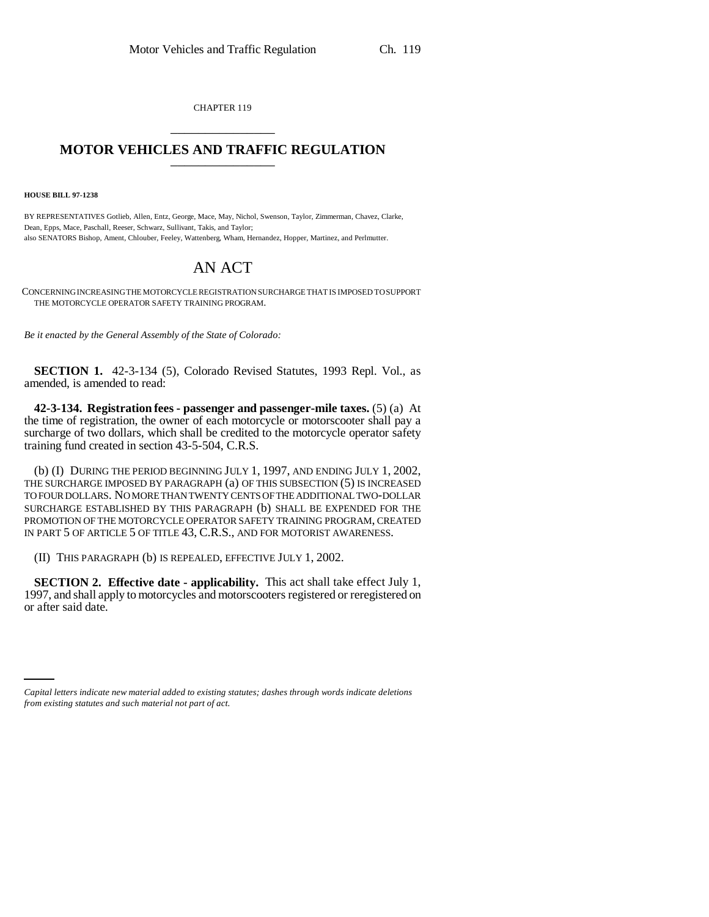CHAPTER 119

# MOTOR VEHICLES AND TRAFFIC REGULATION

**HOUSE BILL 97-1238**

BY REPRESENTATIVES Gotlieb, Allen, Entz, George, Mace, May, Nichol, Swenson, Taylor, Zimmerman, Chavez, Clarke, Dean, Epps, Mace, Paschall, Reeser, Schwarz, Sullivant, Takis, and Taylor;
also SENATORS Bishop, Ament, Chlouber, Feeley, Wattenberg, Wham, Hernandez, Hopper, Martinez, and Perlmutter.

# AN ACT

CONCERNING INCREASING THE MOTORCYCLE REGISTRATION SURCHARGE THAT IS IMPOSED TO SUPPORT THE MOTORCYCLE OPERATOR SAFETY TRAINING PROGRAM.

*Be it enacted by the General Assembly of the State of Colorado:*

**SECTION 1.** 42-3-134 (5), Colorado Revised Statutes, 1993 Repl. Vol., as amended, is amended to read:

**42-3-134. Registration fees - passenger and passenger-mile taxes.** (5) (a) At the time of registration, the owner of each motorcycle or motorscooter shall pay a surcharge of two dollars, which shall be credited to the motorcycle operator safety training fund created in section 43-5-504, C.R.S.

(b) (I) DURING THE PERIOD BEGINNING JULY 1, 1997, AND ENDING JULY 1, 2002, THE SURCHARGE IMPOSED BY PARAGRAPH (a) OF THIS SUBSECTION (5) IS INCREASED TO FOUR DOLLARS. NO MORE THAN TWENTY CENTS OF THE ADDITIONAL TWO-DOLLAR SURCHARGE ESTABLISHED BY THIS PARAGRAPH (b) SHALL BE EXPENDED FOR THE PROMOTION OF THE MOTORCYCLE OPERATOR SAFETY TRAINING PROGRAM, CREATED IN PART 5 OF ARTICLE 5 OF TITLE 43, C.R.S., AND FOR MOTORIST AWARENESS.

(II) THIS PARAGRAPH (b) IS REPEALED, EFFECTIVE JULY 1, 2002.

**SECTION 2. Effective date - applicability.** This act shall take effect July 1, 1997, and shall apply to motorcycles and motorscooters registered or reregistered on or after said date.

*Capital letters indicate new material added to existing statutes; dashes through words indicate deletions from existing statutes and such material not part of act.*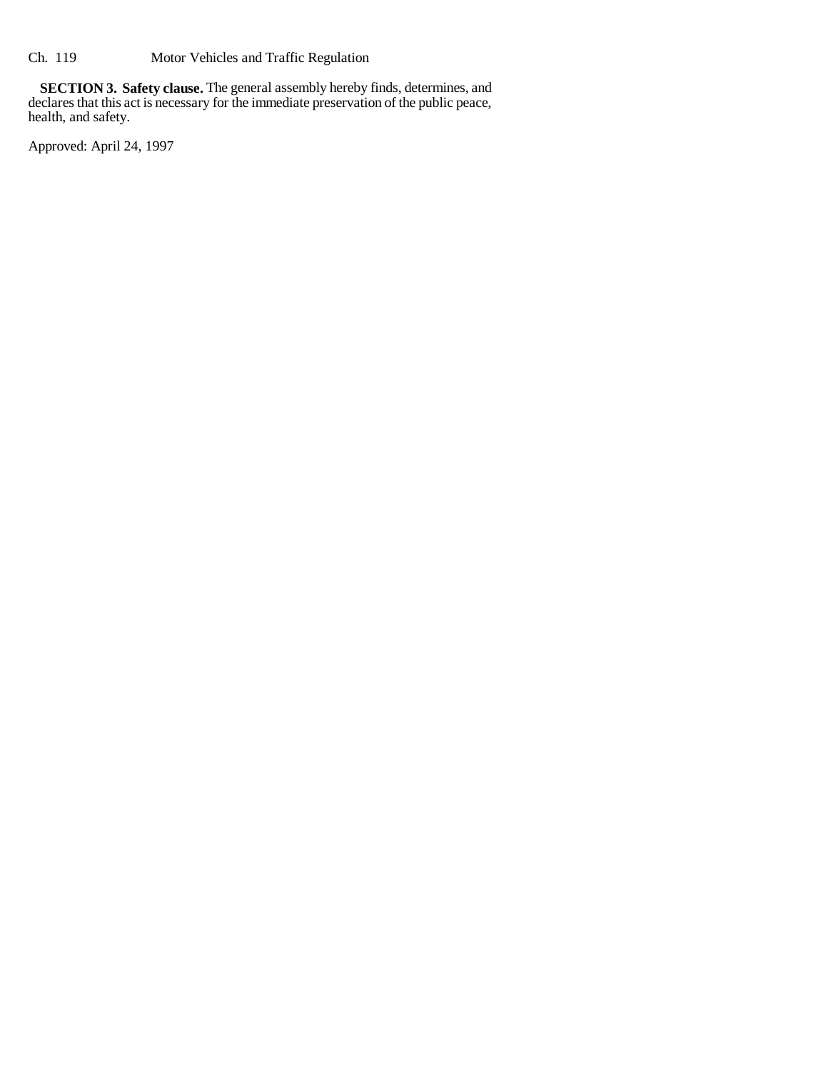**SECTION 3. Safety clause.** The general assembly hereby finds, determines, and declares that this act is necessary for the immediate preservation of the public peace, health, and safety.

Approved: April 24, 1997